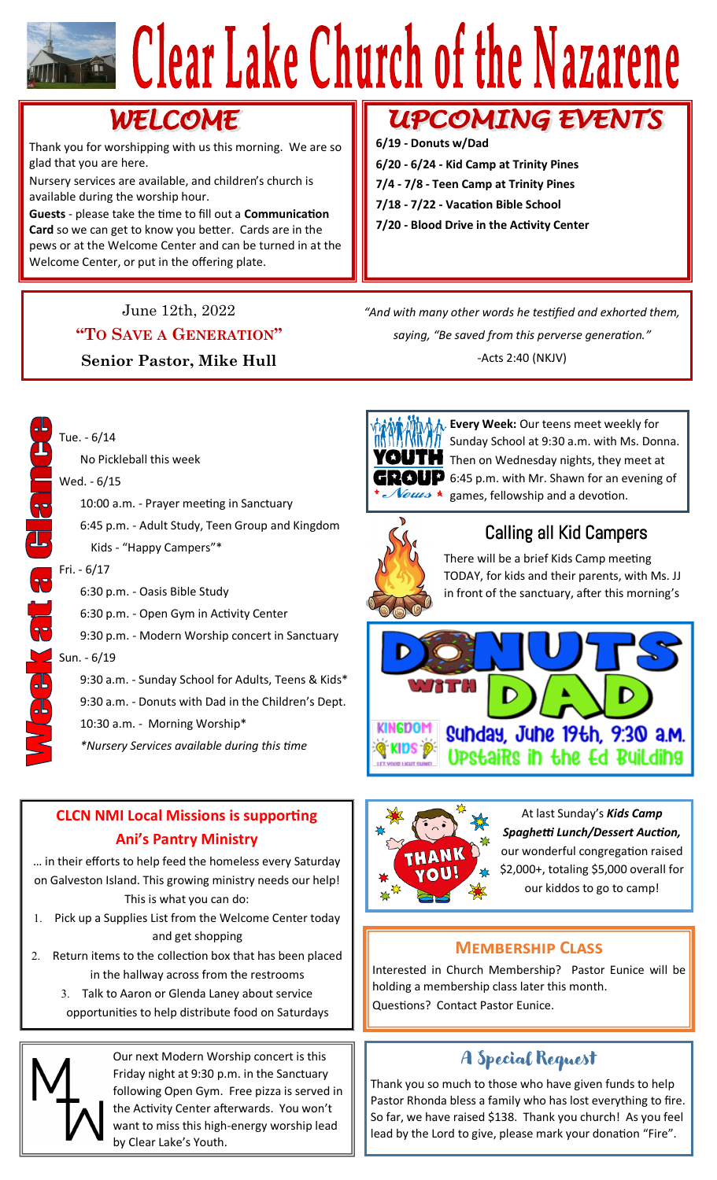# Clear Lake Church of the Nazarene

## WELCOME

Thank you for worshipping with us this morning. We are so glad that you are here.

Nursery services are available, and children's church is available during the worship hour.

**Guests** - please take the time to fill out a **Communication Card** so we can get to know you better. Cards are in the pews or at the Welcome Center and can be turned in at the Welcome Center, or put in the offering plate.

## UPCOMING EVENTS

**6/19 - Donuts w/Dad**

**6/20 - 6/24 - Kid Camp at Trinity Pines**

**7/4 - 7/8 - Teen Camp at Trinity Pines**

**7/18 - 7/22 - Vacation Bible School**

**7/20 - Blood Drive in the Activity Center**

June 12th, 2022

**"To Save a Generation"**

**Senior Pastor, Mike Hull**

*"And with many other words he testified and exhorted them, saying, "Be saved from this perverse generation."*

-Acts 2:40 (NKJV)

## Week at a Glance

Tue. - 6/14

No Pickleball this week

Wed. - 6/15

10:00 a.m. - Prayer meeting in Sanctuary

6:45 p.m. - Adult Study, Teen Group and Kingdom Kids - "Happy Campers"*

Fri. - 6/17

6:30 p.m. - Oasis Bible Study

6:30 p.m. - Open Gym in Activity Center

9:30 p.m. - Modern Worship concert in Sanctuary

Sun. - 6/19

9:30 a.m. - Sunday School for Adults, Teens & Kids*

9:30 a.m. - Donuts with Dad in the Children's Dept.

10:30 a.m. - Morning Worship*

*\*Nursery Services available during this time*

## Youth Group News

**Every Week:** Our teens meet weekly for Sunday School at 9:30 a.m. with Ms. Donna. Then on Wednesday nights, they meet at 6:45 p.m. with Mr. Shawn for an evening of games, fellowship and a devotion.

## Calling all Kid Campers

There will be a brief Kids Camp meeting TODAY, for kids and their parents, with Ms. JJ in front of the sanctuary, after this morning's

## Donuts with Dad

Kingdom Kids

Sunday, June 19th, 9:30 a.m.

Upstairs in the Ed Building

## CLCN NMI Local Missions is supporting Ani's Pantry Ministry

… in their efforts to help feed the homeless every Saturday on Galveston Island. This growing ministry needs our help! This is what you can do:

1. Pick up a Supplies List from the Welcome Center today and get shopping
2. Return items to the collection box that has been placed in the hallway across from the restrooms
3. Talk to Aaron or Glenda Laney about service opportunities to help distribute food on Saturdays

## Thank You!

At last Sunday's ***Kids Camp Spaghetti Lunch/Dessert Auction,*** our wonderful congregation raised $2,000+, totaling $5,000 overall for our kiddos to go to camp!

## Membership Class

Interested in Church Membership? Pastor Eunice will be holding a membership class later this month.

Questions? Contact Pastor Eunice.

## MW

Our next Modern Worship concert is this Friday night at 9:30 p.m. in the Sanctuary following Open Gym. Free pizza is served in the Activity Center afterwards. You won't want to miss this high-energy worship lead by Clear Lake's Youth.

## A Special Request

Thank you so much to those who have given funds to help Pastor Rhonda bless a family who has lost everything to fire. So far, we have raised $138. Thank you church! As you feel lead by the Lord to give, please mark your donation "Fire".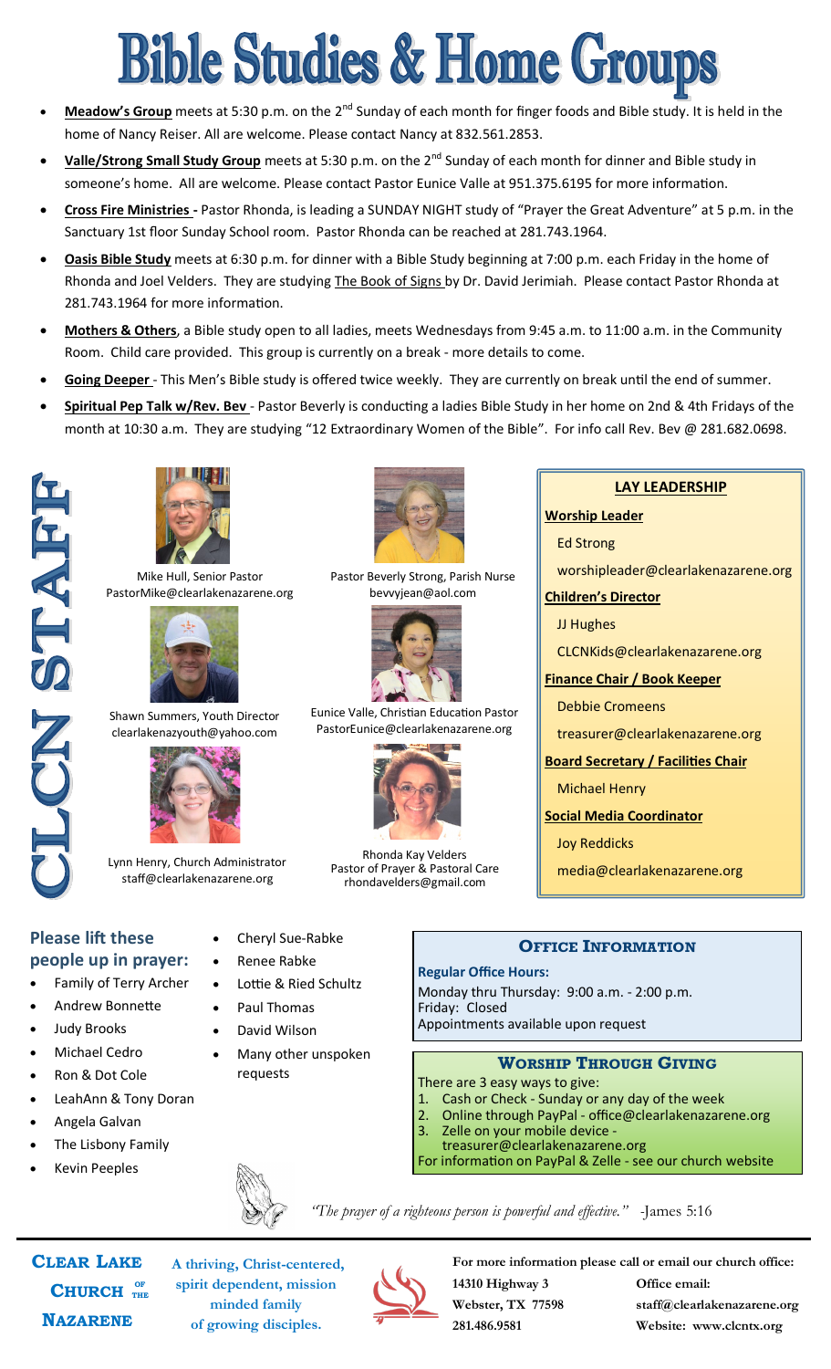# Bible Studies & Home Groups

- **Meadow's Group** meets at 5:30 p.m. on the 2nd Sunday of each month for finger foods and Bible study. It is held in the home of Nancy Reiser. All are welcome. Please contact Nancy at 832.561.2853.
- **Valle/Strong Small Study Group** meets at 5:30 p.m. on the 2nd Sunday of each month for dinner and Bible study in someone's home. All are welcome. Please contact Pastor Eunice Valle at 951.375.6195 for more information.
- **Cross Fire Ministries -** Pastor Rhonda, is leading a SUNDAY NIGHT study of "Prayer the Great Adventure" at 5 p.m. in the Sanctuary 1st floor Sunday School room. Pastor Rhonda can be reached at 281.743.1964.
- **Oasis Bible Study** meets at 6:30 p.m. for dinner with a Bible Study beginning at 7:00 p.m. each Friday in the home of Rhonda and Joel Velders. They are studying The Book of Signs by Dr. David Jerimiah. Please contact Pastor Rhonda at 281.743.1964 for more information.
- **Mothers & Others**, a Bible study open to all ladies, meets Wednesdays from 9:45 a.m. to 11:00 a.m. in the Community Room. Child care provided. This group is currently on a break - more details to come.
- **Going Deeper** - This Men's Bible study is offered twice weekly. They are currently on break until the end of summer.
- **Spiritual Pep Talk w/Rev. Bev** - Pastor Beverly is conducting a ladies Bible Study in her home on 2nd & 4th Fridays of the month at 10:30 a.m. They are studying "12 Extraordinary Women of the Bible". For info call Rev. Bev @ 281.682.0698.

## CLCN STAFF

Mike Hull, Senior Pastor
PastorMike@clearlakenazarene.org

Shawn Summers, Youth Director
clearlakenazyouth@yahoo.com

Lynn Henry, Church Administrator
staff@clearlakenazarene.org

Pastor Beverly Strong, Parish Nurse
bevvyjean@aol.com

Eunice Valle, Christian Education Pastor
PastorEunice@clearlakenazarene.org

Rhonda Kay Velders
Pastor of Prayer & Pastoral Care
rhondavelders@gmail.com

### LAY LEADERSHIP

**Worship Leader**
Ed Strong
worshipleader@clearlakenazarene.org

**Children's Director**
JJ Hughes
CLCNKids@clearlakenazarene.org

**Finance Chair / Book Keeper**
Debbie Crommeens
treasurer@clearlakenazarene.org

**Board Secretary / Facilities Chair**
Michael Henry

**Social Media Coordinator**
Joy Reddicks
media@clearlakenazarene.org

### Please lift these people up in prayer:

- Family of Terry Archer
- Andrew Bonnette
- Judy Brooks
- Michael Cedro
- Ron & Dot Cole
- LeahAnn & Tony Doran
- Angela Galvan
- The Lisbony Family
- Kevin Peeples
- Cheryl Sue-Rabke
- Renee Rabke
- Lottie & Ried Schultz
- Paul Thomas
- David Wilson
- Many other unspoken requests

*"The prayer of a righteous person is powerful and effective."* -James 5:16

### Office Information

**Regular Office Hours:**
Monday thru Thursday: 9:00 a.m. - 2:00 p.m.
Friday: Closed
Appointments available upon request

### Worship Through Giving

There are 3 easy ways to give:

1. Cash or Check - Sunday or any day of the week
2. Online through PayPal - office@clearlakenazarene.org
3. Zelle on your mobile device - treasurer@clearlakenazarene.org

For information on PayPal & Zelle - see our church website

**Clear Lake Church of the Nazarene**

**A thriving, Christ-centered, spirit dependent, mission minded family of growing disciples.**

**For more information please call or email our church office:**
**14310 Highway 3**
**Webster, TX 77598**
**281.486.9581**
**Office email:**
**staff@clearlakenazarene.org**
**Website: www.clcntx.org**